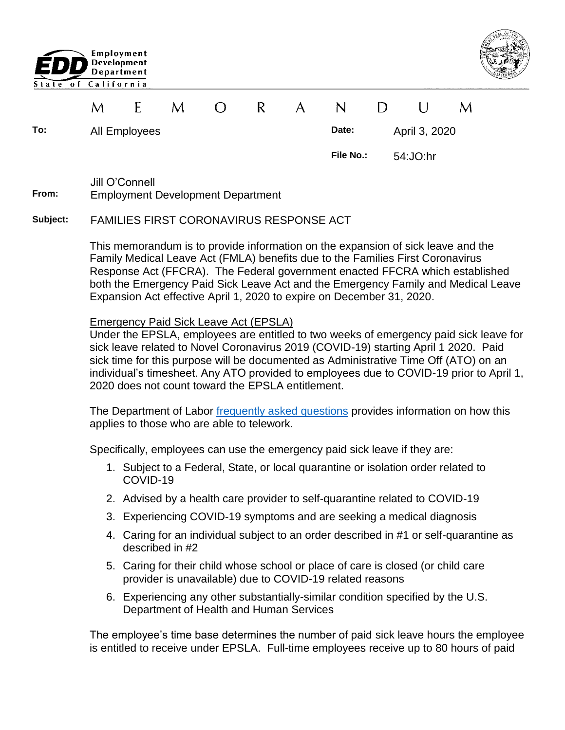Employment Development Department
State of California

# MEMORANDUM

**To:** All Employees

**Date:** April 3, 2020

**File No.:** 54:JO:hr

**From:** Jill O'Connell
Employment Development Department

**Subject:** FAMILIES FIRST CORONAVIRUS RESPONSE ACT

This memorandum is to provide information on the expansion of sick leave and the Family Medical Leave Act (FMLA) benefits due to the Families First Coronavirus Response Act (FFCRA). The Federal government enacted FFCRA which established both the Emergency Paid Sick Leave Act and the Emergency Family and Medical Leave Expansion Act effective April 1, 2020 to expire on December 31, 2020.

Emergency Paid Sick Leave Act (EPSLA)

Under the EPSLA, employees are entitled to two weeks of emergency paid sick leave for sick leave related to Novel Coronavirus 2019 (COVID-19) starting April 1 2020. Paid sick time for this purpose will be documented as Administrative Time Off (ATO) on an individual's timesheet. Any ATO provided to employees due to COVID-19 prior to April 1, 2020 does not count toward the EPSLA entitlement.

The Department of Labor frequently asked questions provides information on how this applies to those who are able to telework.

Specifically, employees can use the emergency paid sick leave if they are:

1. Subject to a Federal, State, or local quarantine or isolation order related to COVID-19
2. Advised by a health care provider to self-quarantine related to COVID-19
3. Experiencing COVID-19 symptoms and are seeking a medical diagnosis
4. Caring for an individual subject to an order described in #1 or self-quarantine as described in #2
5. Caring for their child whose school or place of care is closed (or child care provider is unavailable) due to COVID-19 related reasons
6. Experiencing any other substantially-similar condition specified by the U.S. Department of Health and Human Services

The employee's time base determines the number of paid sick leave hours the employee is entitled to receive under EPSLA. Full-time employees receive up to 80 hours of paid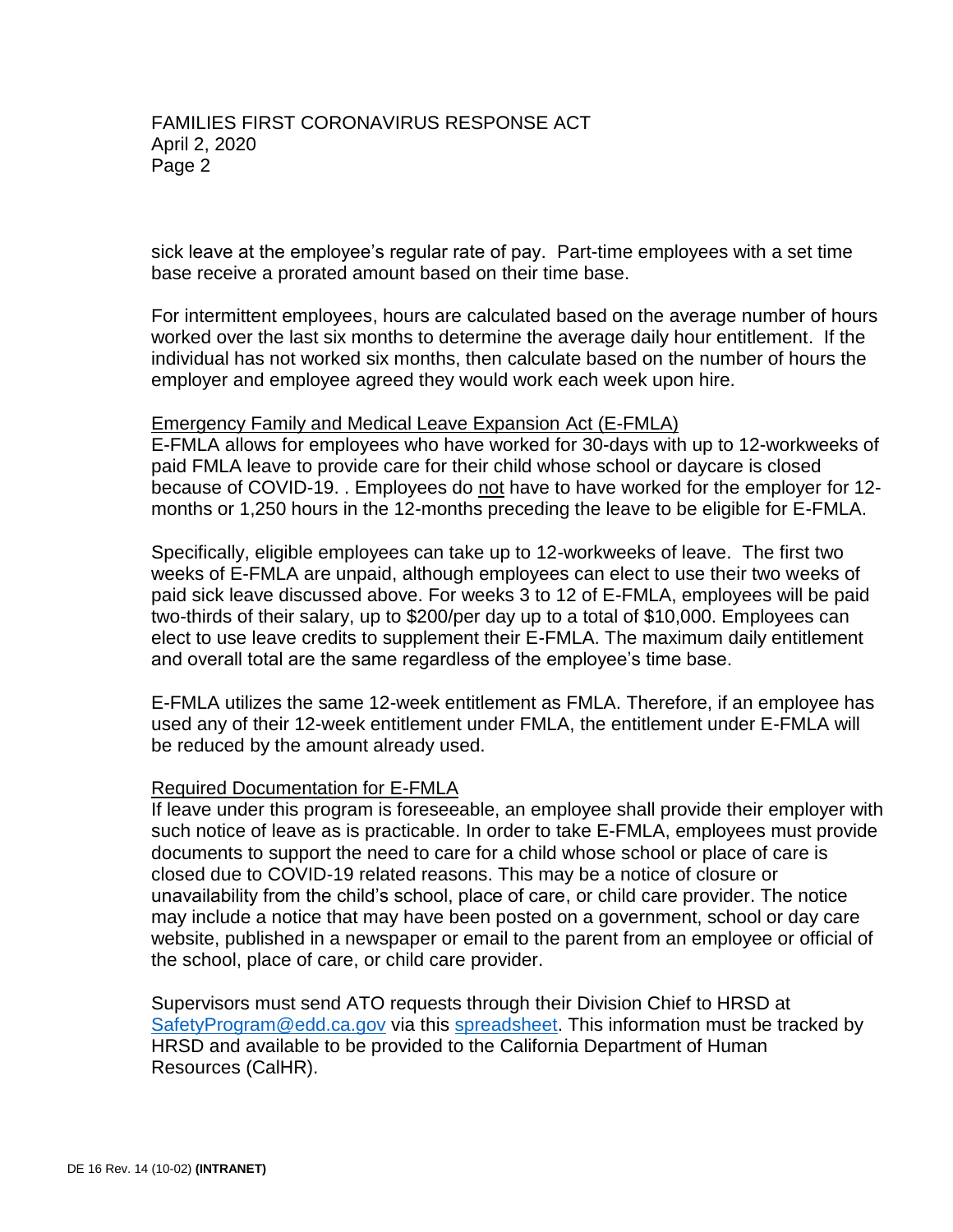sick leave at the employee's regular rate of pay. Part-time employees with a set time base receive a prorated amount based on their time base.

For intermittent employees, hours are calculated based on the average number of hours worked over the last six months to determine the average daily hour entitlement. If the individual has not worked six months, then calculate based on the number of hours the employer and employee agreed they would work each week upon hire.

Emergency Family and Medical Leave Expansion Act (E-FMLA)

E-FMLA allows for employees who have worked for 30-days with up to 12-workweeks of paid FMLA leave to provide care for their child whose school or daycare is closed because of COVID-19. . Employees do not have to have worked for the employer for 12-months or 1,250 hours in the 12-months preceding the leave to be eligible for E-FMLA.

Specifically, eligible employees can take up to 12-workweeks of leave. The first two weeks of E-FMLA are unpaid, although employees can elect to use their two weeks of paid sick leave discussed above. For weeks 3 to 12 of E-FMLA, employees will be paid two-thirds of their salary, up to $200/per day up to a total of $10,000. Employees can elect to use leave credits to supplement their E-FMLA. The maximum daily entitlement and overall total are the same regardless of the employee's time base.

E-FMLA utilizes the same 12-week entitlement as FMLA. Therefore, if an employee has used any of their 12-week entitlement under FMLA, the entitlement under E-FMLA will be reduced by the amount already used.

Required Documentation for E-FMLA

If leave under this program is foreseeable, an employee shall provide their employer with such notice of leave as is practicable. In order to take E-FMLA, employees must provide documents to support the need to care for a child whose school or place of care is closed due to COVID-19 related reasons. This may be a notice of closure or unavailability from the child's school, place of care, or child care provider. The notice may include a notice that may have been posted on a government, school or day care website, published in a newspaper or email to the parent from an employee or official of the school, place of care, or child care provider.

Supervisors must send ATO requests through their Division Chief to HRSD at SafetyProgram@edd.ca.gov via this spreadsheet. This information must be tracked by HRSD and available to be provided to the California Department of Human Resources (CalHR).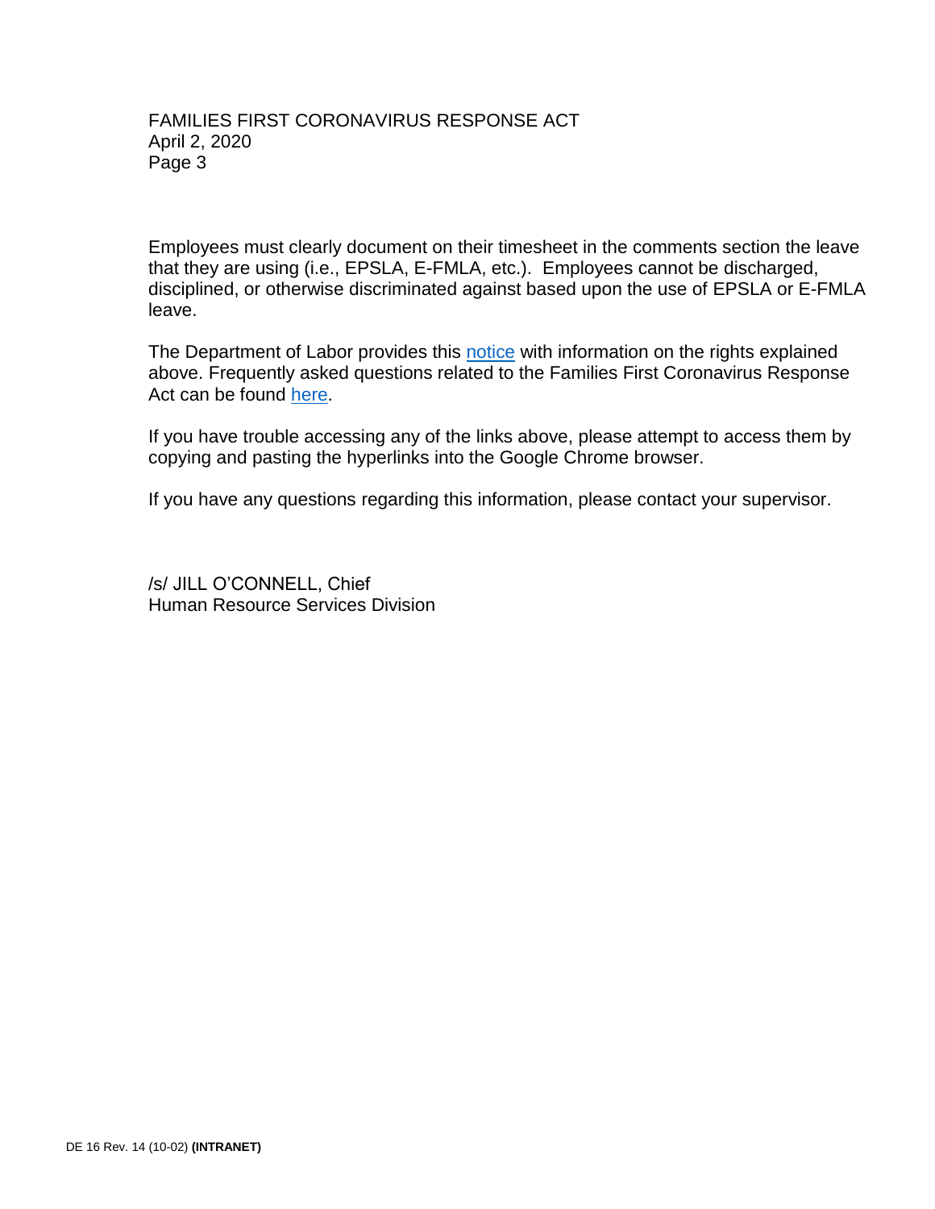Employees must clearly document on their timesheet in the comments section the leave that they are using (i.e., EPSLA, E-FMLA, etc.). Employees cannot be discharged, disciplined, or otherwise discriminated against based upon the use of EPSLA or E-FMLA leave.

The Department of Labor provides this notice with information on the rights explained above. Frequently asked questions related to the Families First Coronavirus Response Act can be found here.

If you have trouble accessing any of the links above, please attempt to access them by copying and pasting the hyperlinks into the Google Chrome browser.

If you have any questions regarding this information, please contact your supervisor.

/s/ JILL O'CONNELL, Chief
Human Resource Services Division

DE 16 Rev. 14 (10-02) **(INTRANET)**